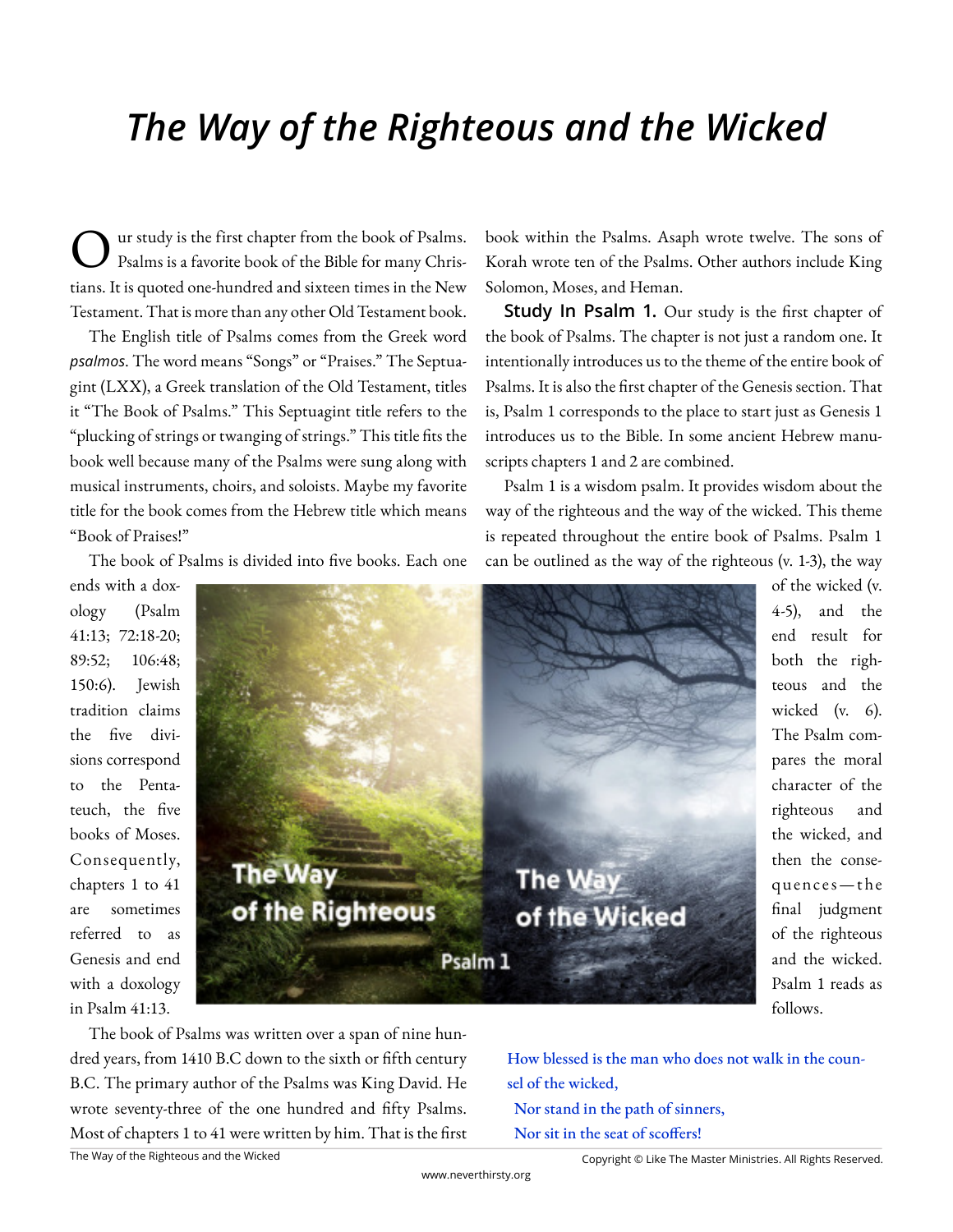# The Way of the Righteous and the Wicked

Our study is the first chapter from the book of Psalms. Psalms is a favorite book of the Bible for many Christians. It is quoted one-hundred and sixteen times in the New Testament. That is more than any other Old Testament book.

The English title of Psalms comes from the Greek word *psalmos*. The word means "Songs" or "Praises." The Septuagint (LXX), a Greek translation of the Old Testament, titles it "The Book of Psalms." This Septuagint title refers to the "plucking of strings or twanging of strings." This title fits the book well because many of the Psalms were sung along with musical instruments, choirs, and soloists. Maybe my favorite title for the book comes from the Hebrew title which means "Book of Praises!"

The book of Psalms is divided into five books. Each one ends with a doxology (Psalm 41:13; 72:18-20; 89:52; 106:48; 150:6). Jewish tradition claims the five divisions correspond to the Pentateuch, the five books of Moses. Consequently, chapters 1 to 41 are sometimes referred to as Genesis and end with a doxology in Psalm 41:13.

The book of Psalms was written over a span of nine hundred years, from 1410 B.C down to the sixth or fifth century B.C. The primary author of the Psalms was King David. He wrote seventy-three of the one hundred and fifty Psalms. Most of chapters 1 to 41 were written by him. That is the first book within the Psalms. Asaph wrote twelve. The sons of Korah wrote ten of the Psalms. Other authors include King Solomon, Moses, and Heman.

**Study In Psalm 1.** Our study is the first chapter of the book of Psalms. The chapter is not just a random one. It intentionally introduces us to the theme of the entire book of Psalms. It is also the first chapter of the Genesis section. That is, Psalm 1 corresponds to the place to start just as Genesis 1 introduces us to the Bible. In some ancient Hebrew manuscripts chapters 1 and 2 are combined.

Psalm 1 is a wisdom psalm. It provides wisdom about the way of the righteous and the way of the wicked. This theme is repeated throughout the entire book of Psalms. Psalm 1 can be outlined as the way of the righteous (v. 1-3), the way of the wicked (v. 4-5), and the end result for both the righteous and the wicked (v. 6). The Psalm compares the moral character of the righteous and the wicked, and then the consequences—the final judgment of the righteous and the wicked. Psalm 1 reads as follows.

> How blessed is the man who does not walk in the counsel of the wicked,
> Nor stand in the path of sinners,
> Nor sit in the seat of scoffers!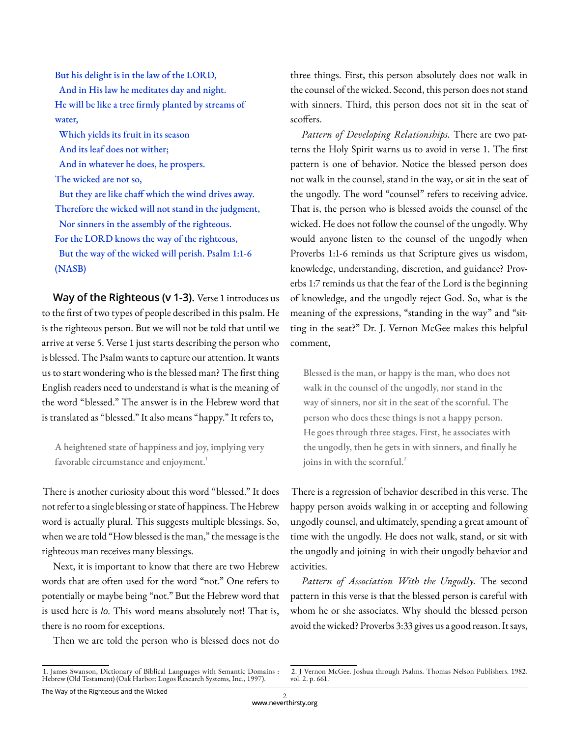> But his delight is in the law of the LORD,
> And in His law he meditates day and night.
> He will be like a tree firmly planted by streams of water,
> Which yields its fruit in its season
> And its leaf does not wither;
> And in whatever he does, he prospers.
> The wicked are not so,
> But they are like chaff which the wind drives away.
> Therefore the wicked will not stand in the judgment,
> Nor sinners in the assembly of the righteous.
> For the LORD knows the way of the righteous,
> But the way of the wicked will perish. Psalm 1:1-6 (NASB)

**Way of the Righteous (v 1-3).** Verse 1 introduces us to the first of two types of people described in this psalm. He is the righteous person. But we will not be told that until we arrive at verse 5. Verse 1 just starts describing the person who is blessed. The Psalm wants to capture our attention. It wants us to start wondering who is the blessed man? The first thing English readers need to understand is what is the meaning of the word "blessed." The answer is in the Hebrew word that is translated as "blessed." It also means "happy." It refers to,

> A heightened state of happiness and joy, implying very favorable circumstance and enjoyment.[1]

There is another curiosity about this word "blessed." It does not refer to a single blessing or state of happiness. The Hebrew word is actually plural. This suggests multiple blessings. So, when we are told "How blessed is the man," the message is the righteous man receives many blessings.

Next, it is important to know that there are two Hebrew words that are often used for the word "not." One refers to potentially or maybe being "not." But the Hebrew word that is used here is *lo*. This word means absolutely not! That is, there is no room for exceptions.

Then we are told the person who is blessed does not do three things. First, this person absolutely does not walk in the counsel of the wicked. Second, this person does not stand with sinners. Third, this person does not sit in the seat of scoffers.

*Pattern of Developing Relationships.* There are two patterns the Holy Spirit warns us to avoid in verse 1. The first pattern is one of behavior. Notice the blessed person does not walk in the counsel, stand in the way, or sit in the seat of the ungodly. The word "counsel" refers to receiving advice. That is, the person who is blessed avoids the counsel of the wicked. He does not follow the counsel of the ungodly. Why would anyone listen to the counsel of the ungodly when Proverbs 1:1-6 reminds us that Scripture gives us wisdom, knowledge, understanding, discretion, and guidance? Proverbs 1:7 reminds us that the fear of the Lord is the beginning of knowledge, and the ungodly reject God. So, what is the meaning of the expressions, "standing in the way" and "sitting in the seat?" Dr. J. Vernon McGee makes this helpful comment,

> Blessed is the man, or happy is the man, who does not walk in the counsel of the ungodly, nor stand in the way of sinners, nor sit in the seat of the scornful. The person who does these things is not a happy person. He goes through three stages. First, he associates with the ungodly, then he gets in with sinners, and finally he joins in with the scornful.[2]

There is a regression of behavior described in this verse. The happy person avoids walking in or accepting and following ungodly counsel, and ultimately, spending a great amount of time with the ungodly. He does not walk, stand, or sit with the ungodly and joining in with their ungodly behavior and activities.

*Pattern of Association With the Ungodly.* The second pattern in this verse is that the blessed person is careful with whom he or she associates. Why should the blessed person avoid the wicked? Proverbs 3:33 gives us a good reason. It says,

---

1. James Swanson, Dictionary of Biblical Languages with Semantic Domains : Hebrew (Old Testament) (Oak Harbor: Logos Research Systems, Inc., 1997).

2. J Vernon McGee. Joshua through Psalms. Thomas Nelson Publishers. 1982. vol. 2. p. 661.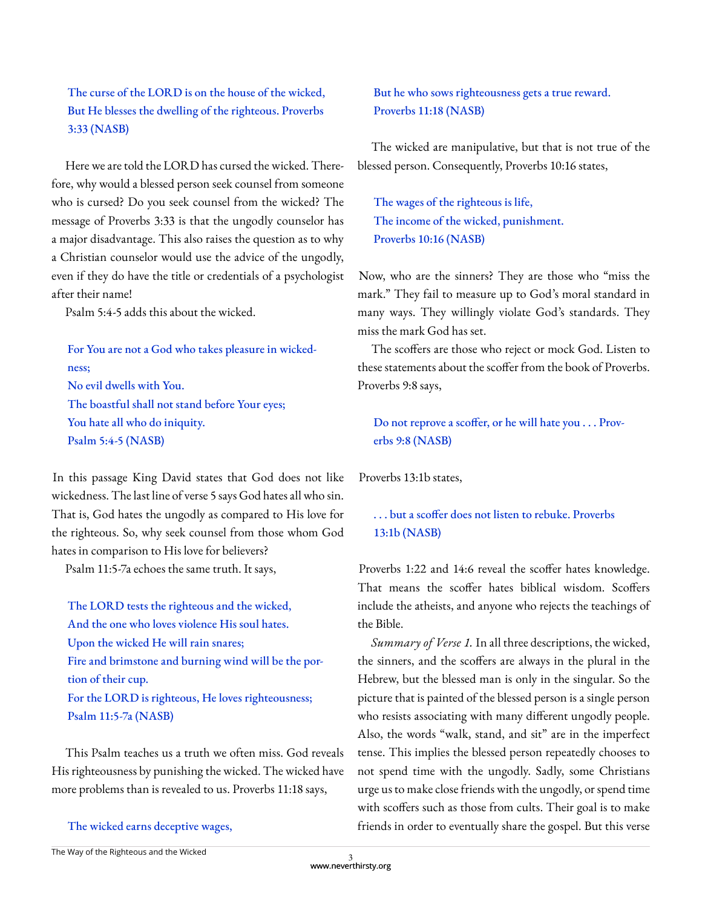> The curse of the LORD is on the house of the wicked,
> But He blesses the dwelling of the righteous. Proverbs 3:33 (NASB)

Here we are told the LORD has cursed the wicked. Therefore, why would a blessed person seek counsel from someone who is cursed? Do you seek counsel from the wicked? The message of Proverbs 3:33 is that the ungodly counselor has a major disadvantage. This also raises the question as to why a Christian counselor would use the advice of the ungodly, even if they do have the title or credentials of a psychologist after their name!

Psalm 5:4-5 adds this about the wicked.

> For You are not a God who takes pleasure in wickedness;
> No evil dwells with You.
> The boastful shall not stand before Your eyes;
> You hate all who do iniquity.
> Psalm 5:4-5 (NASB)

In this passage King David states that God does not like wickedness. The last line of verse 5 says God hates all who sin. That is, God hates the ungodly as compared to His love for the righteous. So, why seek counsel from those whom God hates in comparison to His love for believers?

Psalm 11:5-7a echoes the same truth. It says,

> The LORD tests the righteous and the wicked,
> And the one who loves violence His soul hates.
> Upon the wicked He will rain snares;
> Fire and brimstone and burning wind will be the portion of their cup.
> For the LORD is righteous, He loves righteousness;
> Psalm 11:5-7a (NASB)

This Psalm teaches us a truth we often miss. God reveals His righteousness by punishing the wicked. The wicked have more problems than is revealed to us. Proverbs 11:18 says,

> The wicked earns deceptive wages,
> But he who sows righteousness gets a true reward.
> Proverbs 11:18 (NASB)

The wicked are manipulative, but that is not true of the blessed person. Consequently, Proverbs 10:16 states,

> The wages of the righteous is life,
> The income of the wicked, punishment.
> Proverbs 10:16 (NASB)

Now, who are the sinners? They are those who "miss the mark." They fail to measure up to God's moral standard in many ways. They willingly violate God's standards. They miss the mark God has set.

The scoffers are those who reject or mock God. Listen to these statements about the scoffer from the book of Proverbs. Proverbs 9:8 says,

> Do not reprove a scoffer, or he will hate you . . . Proverbs 9:8 (NASB)

Proverbs 13:1b states,

> . . . but a scoffer does not listen to rebuke. Proverbs 13:1b (NASB)

Proverbs 1:22 and 14:6 reveal the scoffer hates knowledge. That means the scoffer hates biblical wisdom. Scoffers include the atheists, and anyone who rejects the teachings of the Bible.

*Summary of Verse 1.* In all three descriptions, the wicked, the sinners, and the scoffers are always in the plural in the Hebrew, but the blessed man is only in the singular. So the picture that is painted of the blessed person is a single person who resists associating with many different ungodly people. Also, the words "walk, stand, and sit" are in the imperfect tense. This implies the blessed person repeatedly chooses to not spend time with the ungodly. Sadly, some Christians urge us to make close friends with the ungodly, or spend time with scoffers such as those from cults. Their goal is to make friends in order to eventually share the gospel. But this verse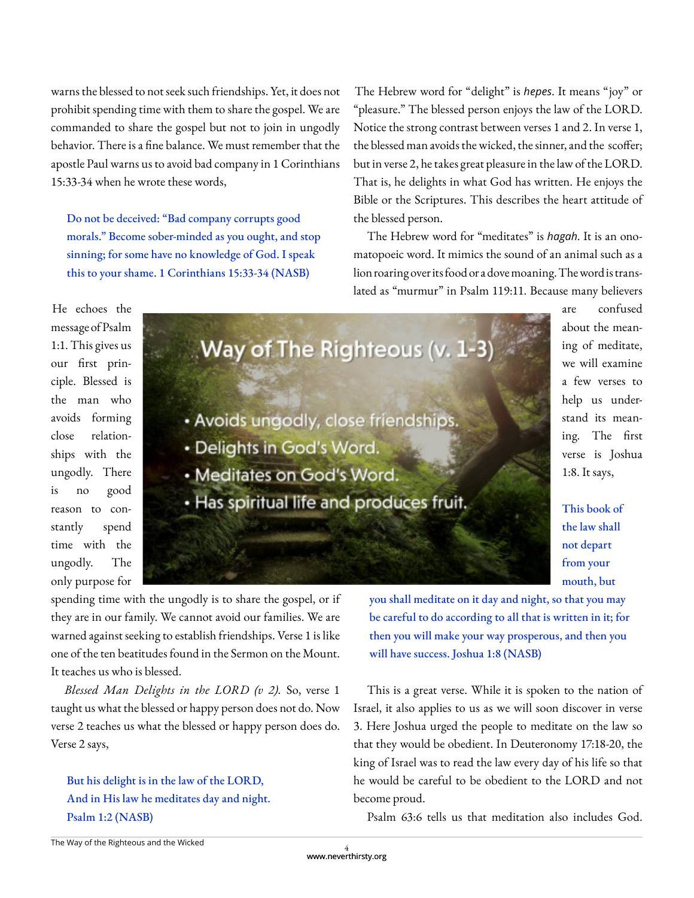warns the blessed to not seek such friendships. Yet, it does not prohibit spending time with them to share the gospel. We are commanded to share the gospel but not to join in ungodly behavior. There is a fine balance. We must remember that the apostle Paul warns us to avoid bad company in 1 Corinthians 15:33-34 when he wrote these words,

> Do not be deceived: "Bad company corrupts good morals." Become sober-minded as you ought, and stop sinning; for some have no knowledge of God. I speak this to your shame. 1 Corinthians 15:33-34 (NASB)

He echoes the message of Psalm 1:1. This gives us our first principle. Blessed is the man who avoids forming close relationships with the ungodly. There is no good reason to constantly spend time with the ungodly. The only purpose for spending time with the ungodly is to share the gospel, or if they are in our family. We cannot avoid our families. We are warned against seeking to establish friendships. Verse 1 is like one of the ten beatitudes found in the Sermon on the Mount. It teaches us who is blessed.

*Blessed Man Delights in the LORD (v 2).* So, verse 1 taught us what the blessed or happy person does not do. Now verse 2 teaches us what the blessed or happy person does do. Verse 2 says,

> But his delight is in the law of the LORD,
> And in His law he meditates day and night.
> Psalm 1:2 (NASB)

The Hebrew word for "delight" is *hepes*. It means "joy" or "pleasure." The blessed person enjoys the law of the LORD. Notice the strong contrast between verses 1 and 2. In verse 1, the blessed man avoids the wicked, the sinner, and the scoffer; but in verse 2, he takes great pleasure in the law of the LORD. That is, he delights in what God has written. He enjoys the Bible or the Scriptures. This describes the heart attitude of the blessed person.

The Hebrew word for "meditates" is *hagah*. It is an onomatopoeic word. It mimics the sound of an animal such as a lion roaring over its food or a dove moaning. The word is translated as "murmur" in Psalm 119:11. Because many believers are confused about the meaning of meditate, we will examine a few verses to help us understand its meaning. The first verse is Joshua 1:8. It says,

> This book of the law shall not depart from your mouth, but you shall meditate on it day and night, so that you may be careful to do according to all that is written in it; for then you will make your way prosperous, and then you will have success. Joshua 1:8 (NASB)

This is a great verse. While it is spoken to the nation of Israel, it also applies to us as we will soon discover in verse 3. Here Joshua urged the people to meditate on the law so that they would be obedient. In Deuteronomy 17:18-20, the king of Israel was to read the law every day of his life so that he would be careful to be obedient to the LORD and not become proud.

Psalm 63:6 tells us that meditation also includes God.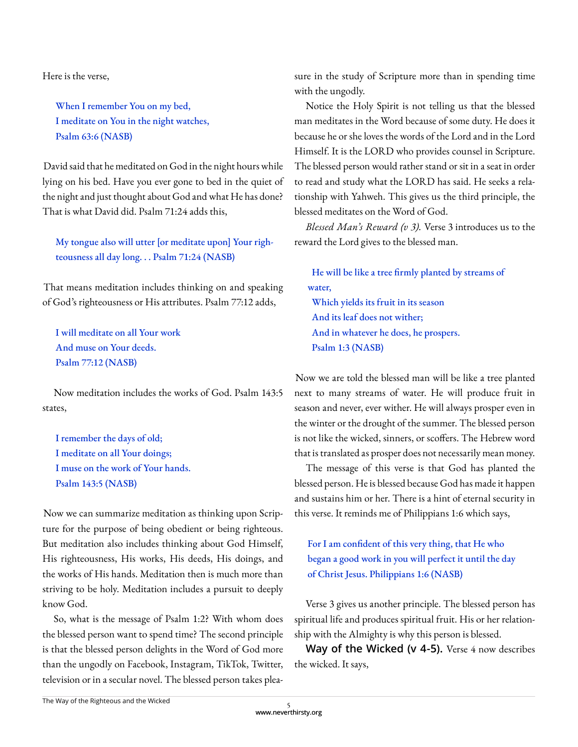Here is the verse,

> When I remember You on my bed,
> I meditate on You in the night watches,
> Psalm 63:6 (NASB)

David said that he meditated on God in the night hours while lying on his bed. Have you ever gone to bed in the quiet of the night and just thought about God and what He has done? That is what David did. Psalm 71:24 adds this,

> My tongue also will utter [or meditate upon] Your righteousness all day long. . . Psalm 71:24 (NASB)

That means meditation includes thinking on and speaking of God's righteousness or His attributes. Psalm 77:12 adds,

> I will meditate on all Your work
> And muse on Your deeds.
> Psalm 77:12 (NASB)

Now meditation includes the works of God. Psalm 143:5 states,

> I remember the days of old;
> I meditate on all Your doings;
> I muse on the work of Your hands.
> Psalm 143:5 (NASB)

Now we can summarize meditation as thinking upon Scripture for the purpose of being obedient or being righteous. But meditation also includes thinking about God Himself, His righteousness, His works, His deeds, His doings, and the works of His hands. Meditation then is much more than striving to be holy. Meditation includes a pursuit to deeply know God.

So, what is the message of Psalm 1:2? With whom does the blessed person want to spend time? The second principle is that the blessed person delights in the Word of God more than the ungodly on Facebook, Instagram, TikTok, Twitter, television or in a secular novel. The blessed person takes pleasure in the study of Scripture more than in spending time with the ungodly.

Notice the Holy Spirit is not telling us that the blessed man meditates in the Word because of some duty. He does it because he or she loves the words of the Lord and in the Lord Himself. It is the LORD who provides counsel in Scripture. The blessed person would rather stand or sit in a seat in order to read and study what the LORD has said. He seeks a relationship with Yahweh. This gives us the third principle, the blessed meditates on the Word of God.

*Blessed Man's Reward (v 3).* Verse 3 introduces us to the reward the Lord gives to the blessed man.

> He will be like a tree firmly planted by streams of water,
> Which yields its fruit in its season
> And its leaf does not wither;
> And in whatever he does, he prospers.
> Psalm 1:3 (NASB)

Now we are told the blessed man will be like a tree planted next to many streams of water. He will produce fruit in season and never, ever wither. He will always prosper even in the winter or the drought of the summer. The blessed person is not like the wicked, sinners, or scoffers. The Hebrew word that is translated as prosper does not necessarily mean money.

The message of this verse is that God has planted the blessed person. He is blessed because God has made it happen and sustains him or her. There is a hint of eternal security in this verse. It reminds me of Philippians 1:6 which says,

> For I am confident of this very thing, that He who began a good work in you will perfect it until the day of Christ Jesus. Philippians 1:6 (NASB)

Verse 3 gives us another principle. The blessed person has spiritual life and produces spiritual fruit. His or her relationship with the Almighty is why this person is blessed.

**Way of the Wicked (v 4-5).** Verse 4 now describes the wicked. It says,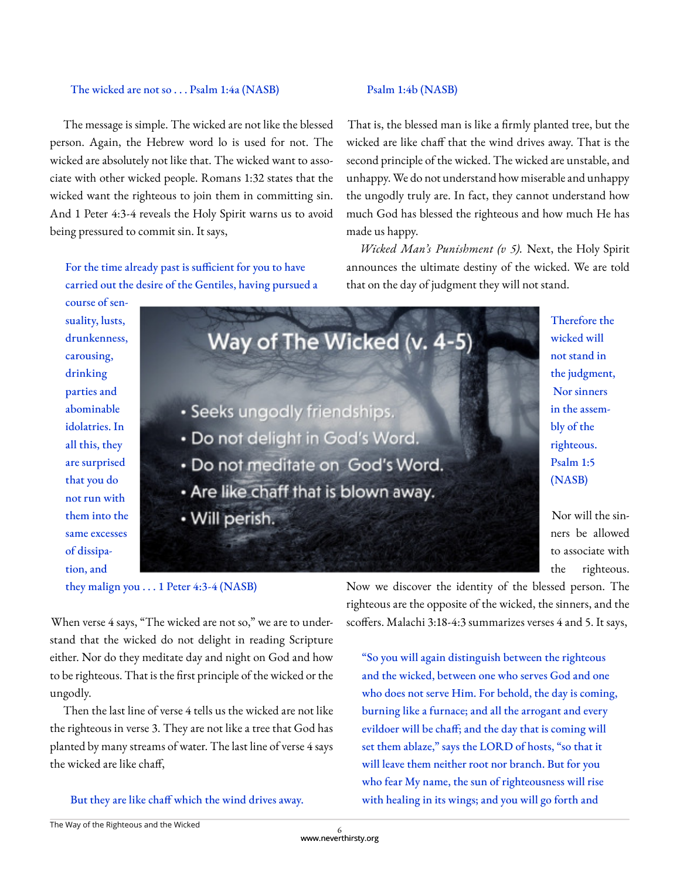> The wicked are not so . . . Psalm 1:4a (NASB)

The message is simple. The wicked are not like the blessed person. Again, the Hebrew word lo is used for not. The wicked are absolutely not like that. The wicked want to associate with other wicked people. Romans 1:32 states that the wicked want the righteous to join them in committing sin. And 1 Peter 4:3-4 reveals the Holy Spirit warns us to avoid being pressured to commit sin. It says,

> For the time already past is sufficient for you to have carried out the desire of the Gentiles, having pursued a course of sensuality, lusts, drunkenness, carousing, drinking parties and abominable idolatries. In all this, they are surprised that you do not run with them into the same excesses of dissipation, and they malign you . . . 1 Peter 4:3-4 (NASB)

**Way of The Wicked (v. 4-5)**

- Seeks ungodly friendships.
- Do not delight in God's Word.
- Do not meditate on God's Word.
- Are like chaff that is blown away.
- Will perish.

When verse 4 says, "The wicked are not so," we are to understand that the wicked do not delight in reading Scripture either. Nor do they meditate day and night on God and how to be righteous. That is the first principle of the wicked or the ungodly.

Then the last line of verse 4 tells us the wicked are not like the righteous in verse 3. They are not like a tree that God has planted by many streams of water. The last line of verse 4 says the wicked are like chaff,

> But they are like chaff which the wind drives away. Psalm 1:4b (NASB)

That is, the blessed man is like a firmly planted tree, but the wicked are like chaff that the wind drives away. That is the second principle of the wicked. The wicked are unstable, and unhappy. We do not understand how miserable and unhappy the ungodly truly are. In fact, they cannot understand how much God has blessed the righteous and how much He has made us happy.

*Wicked Man's Punishment (v 5).* Next, the Holy Spirit announces the ultimate destiny of the wicked. We are told that on the day of judgment they will not stand.

> Therefore the wicked will not stand in the judgment, Nor sinners in the assembly of the righteous. Psalm 1:5 (NASB)

Nor will the sinners be allowed to associate with the righteous. Now we discover the identity of the blessed person. The righteous are the opposite of the wicked, the sinners, and the scoffers. Malachi 3:18-4:3 summarizes verses 4 and 5. It says,

> "So you will again distinguish between the righteous and the wicked, between one who serves God and one who does not serve Him. For behold, the day is coming, burning like a furnace; and all the arrogant and every evildoer will be chaff; and the day that is coming will set them ablaze," says the LORD of hosts, "so that it will leave them neither root nor branch. But for you who fear My name, the sun of righteousness will rise with healing in its wings; and you will go forth and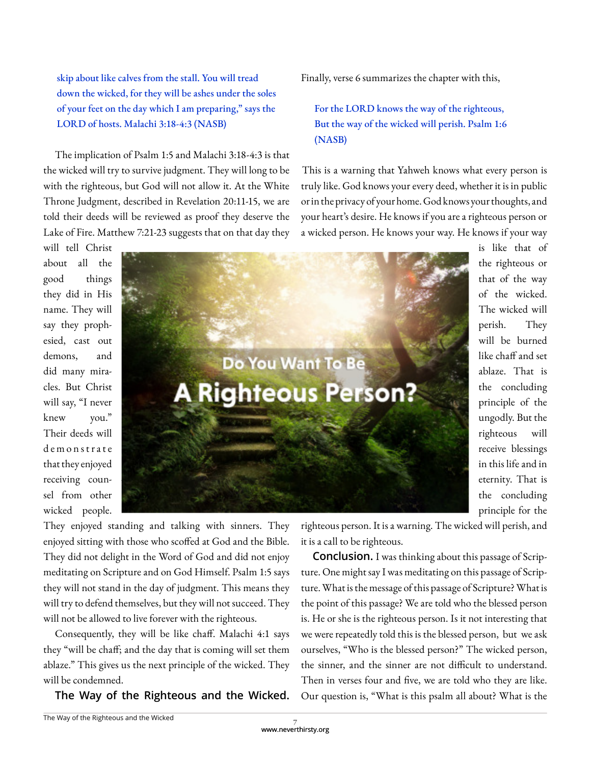skip about like calves from the stall. You will tread down the wicked, for they will be ashes under the soles of your feet on the day which I am preparing," says the LORD of hosts. Malachi 3:18-4:3 (NASB)

The implication of Psalm 1:5 and Malachi 3:18-4:3 is that the wicked will try to survive judgment. They will long to be with the righteous, but God will not allow it. At the White Throne Judgment, described in Revelation 20:11-15, we are told their deeds will be reviewed as proof they deserve the Lake of Fire. Matthew 7:21-23 suggests that on that day they will tell Christ about all the good things they did in His name. They will say they prophesied, cast out demons, and did many miracles. But Christ will say, "I never knew you." Their deeds will demonstrate that they enjoyed receiving counsel from other wicked people. They enjoyed standing and talking with sinners. They enjoyed sitting with those who scoffed at God and the Bible. They did not delight in the Word of God and did not enjoy meditating on Scripture and on God Himself. Psalm 1:5 says they will not stand in the day of judgment. This means they will try to defend themselves, but they will not succeed. They will not be allowed to live forever with the righteous.

Consequently, they will be like chaff. Malachi 4:1 says they "will be chaff; and the day that is coming will set them ablaze." This gives us the next principle of the wicked. They will be condemned.

**The Way of the Righteous and the Wicked.** Finally, verse 6 summarizes the chapter with this,

> For the LORD knows the way of the righteous,
> But the way of the wicked will perish. Psalm 1:6 (NASB)

This is a warning that Yahweh knows what every person is truly like. God knows your every deed, whether it is in public or in the privacy of your home. God knows your thoughts, and your heart's desire. He knows if you are a righteous person or a wicked person. He knows your way. He knows if your way is like that of the righteous or that of the way of the wicked. The wicked will perish. They will be burned like chaff and set ablaze. That is the concluding principle of the ungodly. But the righteous will receive blessings in this life and in eternity. That is the concluding principle for the righteous person. It is a warning. The wicked will perish, and it is a call to be righteous.

**Conclusion.** I was thinking about this passage of Scripture. One might say I was meditating on this passage of Scripture. What is the message of this passage of Scripture? What is the point of this passage? We are told who the blessed person is. He or she is the righteous person. Is it not interesting that we were repeatedly told this is the blessed person, but we ask ourselves, "Who is the blessed person?" The wicked person, the sinner, and the sinner are not difficult to understand. Then in verses four and five, we are told who they are like. Our question is, "What is this psalm all about? What is the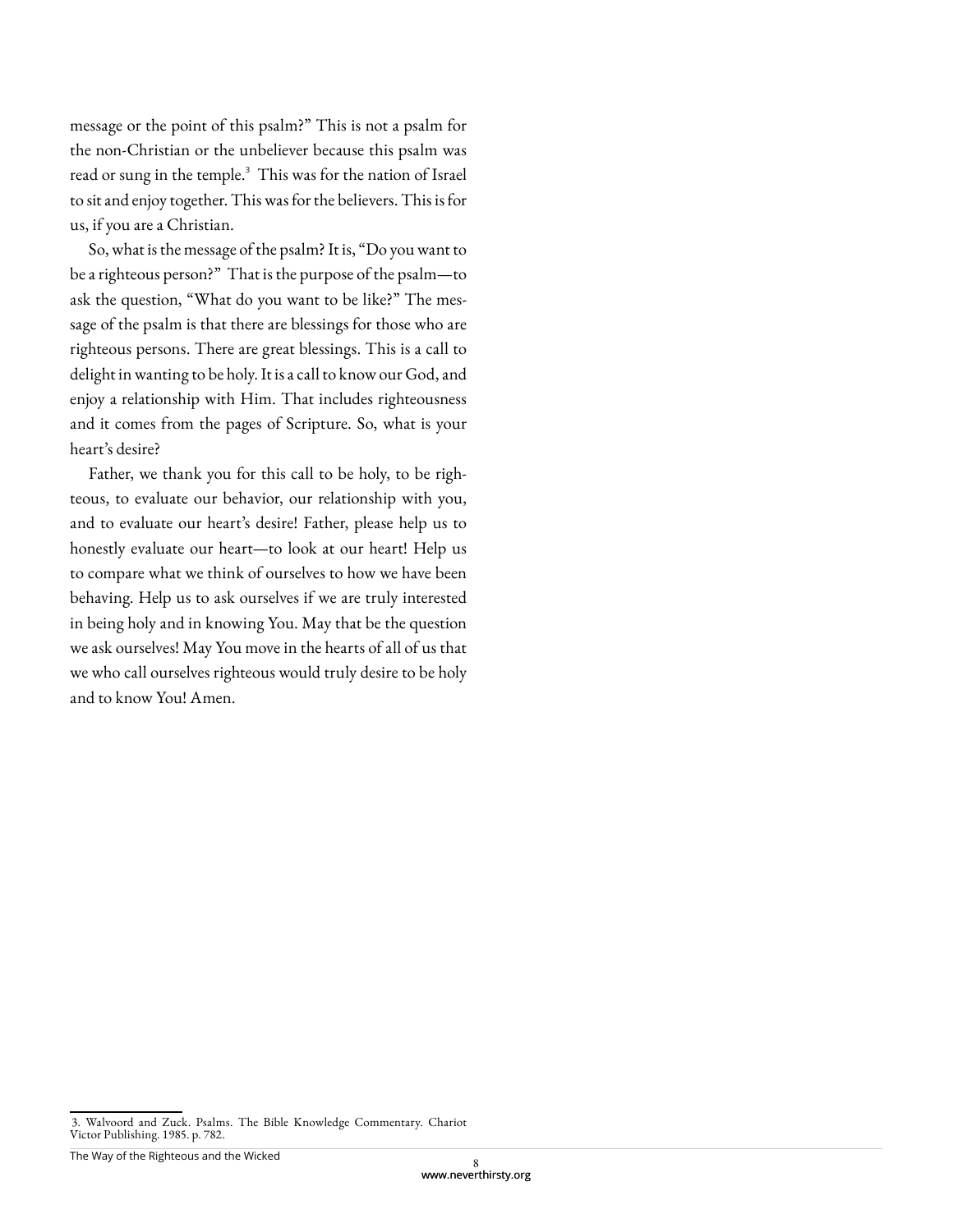message or the point of this psalm?" This is not a psalm for the non-Christian or the unbeliever because this psalm was read or sung in the temple.[3] This was for the nation of Israel to sit and enjoy together. This was for the believers. This is for us, if you are a Christian.

So, what is the message of the psalm? It is, "Do you want to be a righteous person?" That is the purpose of the psalm—to ask the question, "What do you want to be like?" The message of the psalm is that there are blessings for those who are righteous persons. There are great blessings. This is a call to delight in wanting to be holy. It is a call to know our God, and enjoy a relationship with Him. That includes righteousness and it comes from the pages of Scripture. So, what is your heart's desire?

Father, we thank you for this call to be holy, to be righteous, to evaluate our behavior, our relationship with you, and to evaluate our heart's desire! Father, please help us to honestly evaluate our heart—to look at our heart! Help us to compare what we think of ourselves to how we have been behaving. Help us to ask ourselves if we are truly interested in being holy and in knowing You. May that be the question we ask ourselves! May You move in the hearts of all of us that we who call ourselves righteous would truly desire to be holy and to know You! Amen.

---

3. Walvoord and Zuck. Psalms. The Bible Knowledge Commentary. Chariot Victor Publishing. 1985. p. 782.